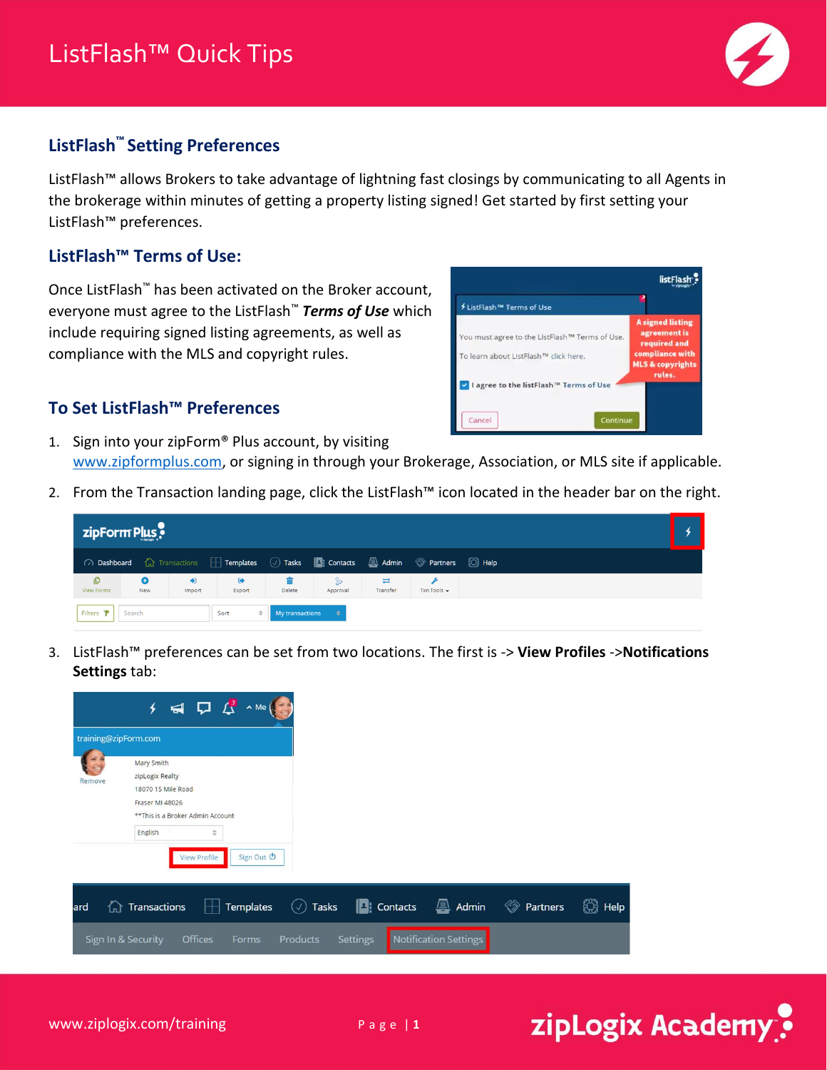# ListFlash™ Quick Tips

## ListFlash™ Setting Preferences

ListFlash™ allows Brokers to take advantage of lightning fast closings by communicating to all Agents in the brokerage within minutes of getting a property listing signed! Get started by first setting your ListFlash™ preferences.

### ListFlash™ Terms of Use:

Once ListFlash™ has been activated on the Broker account, everyone must agree to the ListFlash™ ***Terms of Use*** which include requiring signed listing agreements, as well as compliance with the MLS and copyright rules.

### To Set ListFlash™ Preferences

1. Sign into your zipForm® Plus account, by visiting www.zipformplus.com, or signing in through your Brokerage, Association, or MLS site if applicable.
2. From the Transaction landing page, click the ListFlash™ icon located in the header bar on the right.
3. ListFlash™ preferences can be set from two locations. The first is -> **View Profiles** ->**Notifications Settings** tab: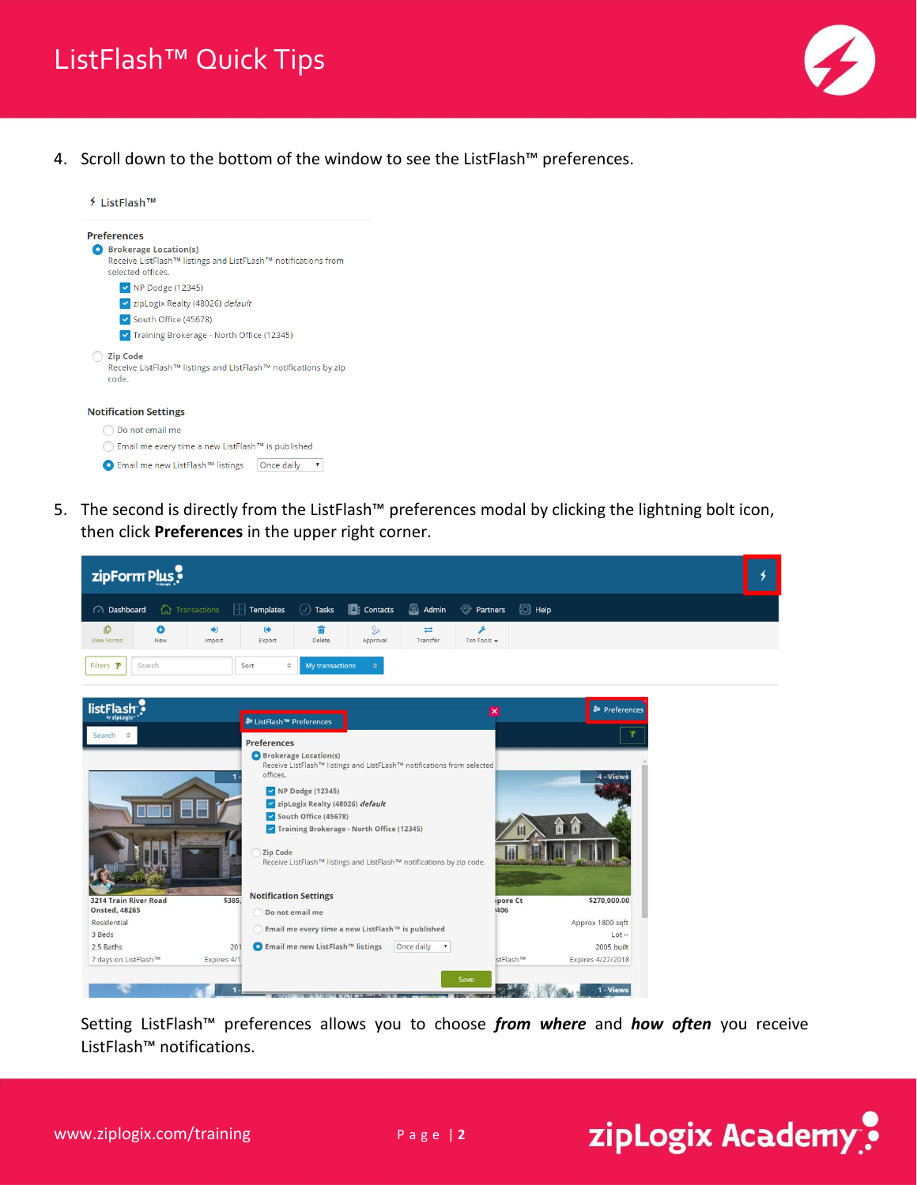4. Scroll down to the bottom of the window to see the ListFlash™ preferences.

ListFlash™

**Preferences**

- **Brokerage Location(s)**
  Receive ListFlash™ listings and ListFLash™ notifications from selected offices.
  - NP Dodge (12345)
  - zipLogix Realty (48026) *default*
  - South Office (45678)
  - Training Brokerage - North Office (12345)
- **Zip Code**
  Receive ListFlash™ listings and ListFlash™ notifications by zip code.

**Notification Settings**

- Do not email me
- Email me every time a new ListFlash™ is published
- Email me new ListFlash™ listings — Once daily

5. The second is directly from the ListFlash™ preferences modal by clicking the lightning bolt icon, then click **Preferences** in the upper right corner.

Setting ListFlash™ preferences allows you to choose ***from where*** and ***how often*** you receive ListFlash™ notifications.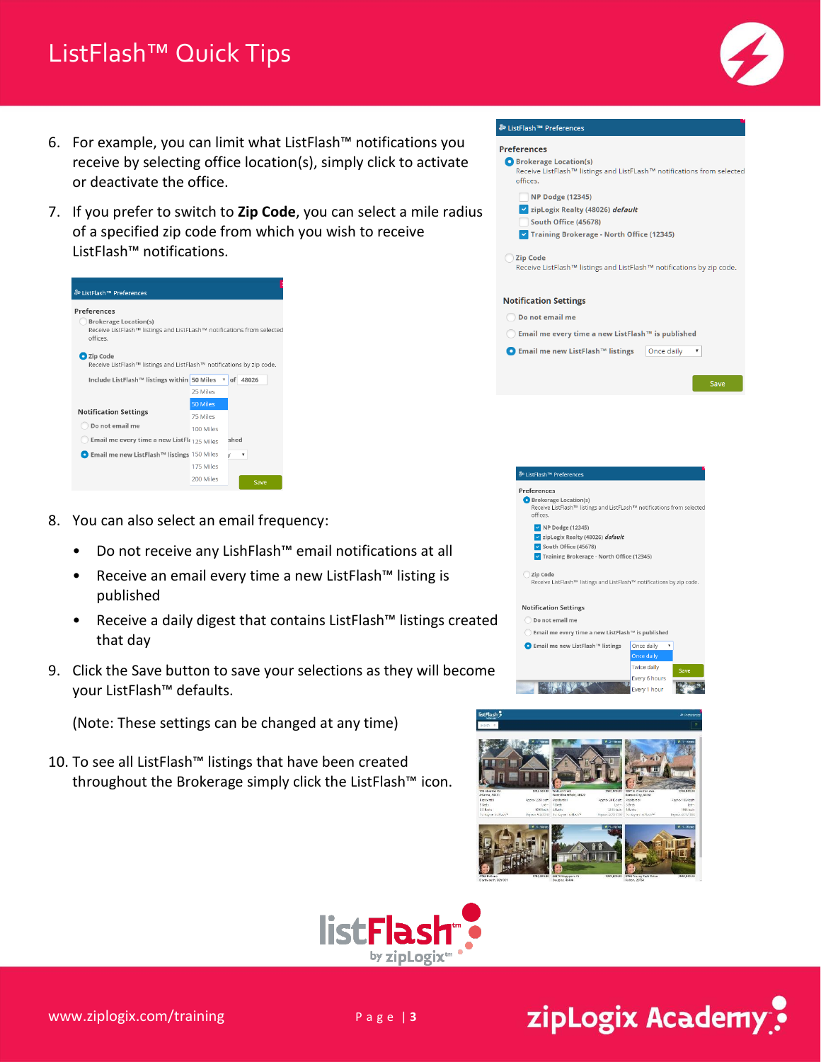# ListFlash™ Quick Tips

6. For example, you can limit what ListFlash™ notifications you receive by selecting office location(s), simply click to activate or deactivate the office.

7. If you prefer to switch to **Zip Code**, you can select a mile radius of a specified zip code from which you wish to receive ListFlash™ notifications.

8. You can also select an email frequency:

   - Do not receive any LishFlash™ email notifications at all
   - Receive an email every time a new ListFlash™ listing is published
   - Receive a daily digest that contains ListFlash™ listings created that day

9. Click the Save button to save your selections as they will become your ListFlash™ defaults.

   (Note: These settings can be changed at any time)

10. To see all ListFlash™ listings that have been created throughout the Brokerage simply click the ListFlash™ icon.